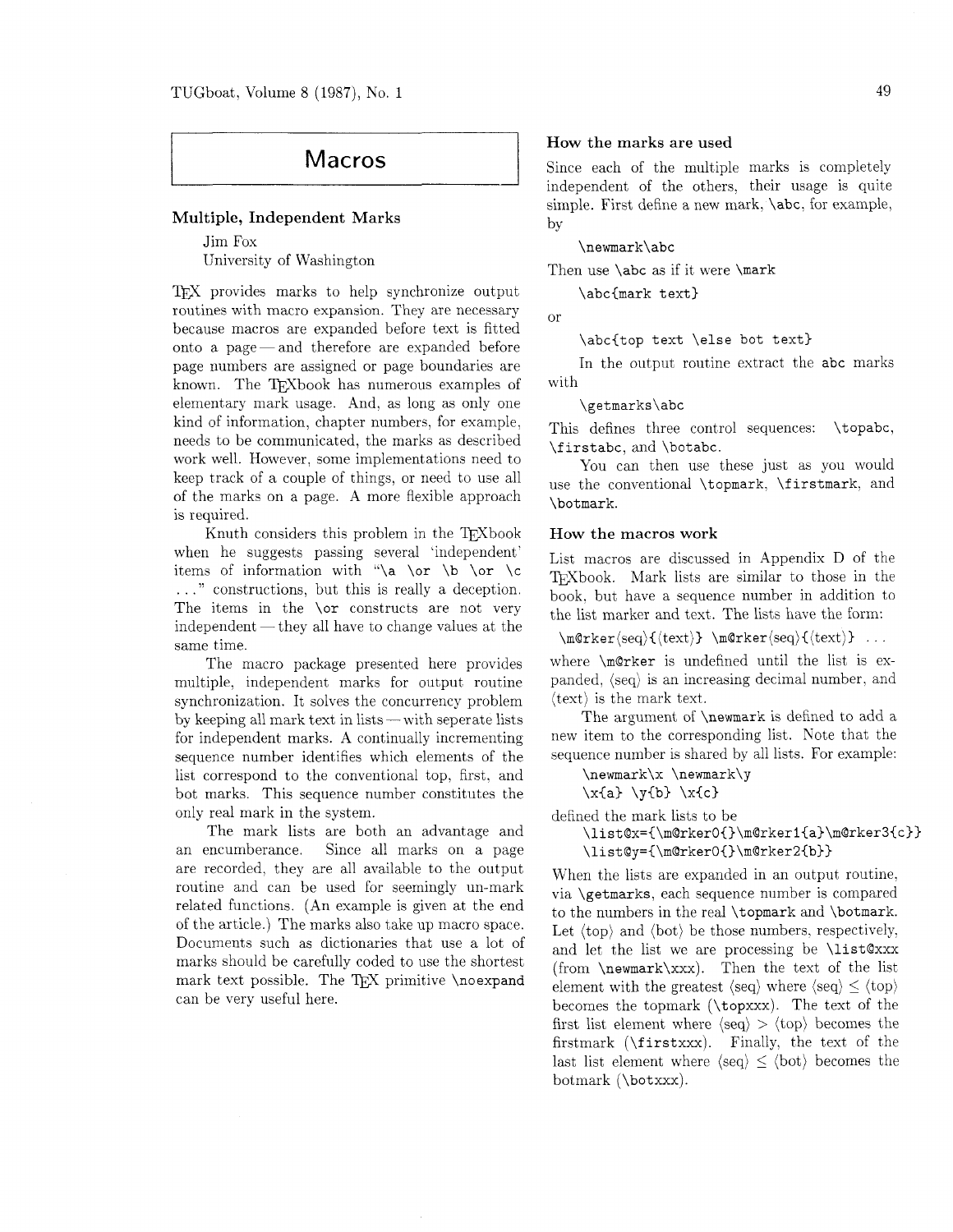# Macros

## Multiple, Independent Marks

Jim Fox
University of Washington

TeX provides marks to help synchronize output routines with macro expansion. They are necessary because macros are expanded before text is fitted onto a page — and therefore are expanded before page numbers are assigned or page boundaries are known. The TeXbook has numerous examples of elementary mark usage. And, as long as only one kind of information, chapter numbers, for example, needs to be communicated, the marks as described work well. However, some implementations need to keep track of a couple of things, or need to use all of the marks on a page. A more flexible approach is required.

Knuth considers this problem in the TeXbook when he suggests passing several 'independent' items of information with "`\a \or \b \or \c ...`" constructions, but this is really a deception. The items in the `\or` constructs are not very independent — they all have to change values at the same time.

The macro package presented here provides multiple, independent marks for output routine synchronization. It solves the concurrency problem by keeping all mark text in lists — with seperate lists for independent marks. A continually incrementing sequence number identifies which elements of the list correspond to the conventional top, first, and bot marks. This sequence number constitutes the only real mark in the system.

The mark lists are both an advantage and an encumberance. Since all marks on a page are recorded, they are all available to the output routine and can be used for seemingly un-mark related functions. (An example is given at the end of the article.) The marks also take up macro space. Documents such as dictionaries that use a lot of marks should be carefully coded to use the shortest mark text possible. The TeX primitive `\noexpand` can be very useful here.

### How the marks are used

Since each of the multiple marks is completely independent of the others, their usage is quite simple. First define a new mark, `\abc`, for example, by

```
\newmark\abc
```

Then use `\abc` as if it were `\mark`

```
\abc{mark text}
```

or

```
\abc{top text \else bot text}
```

In the output routine extract the `abc` marks with

```
\getmarks\abc
```

This defines three control sequences: `\topabc`, `\firstabc`, and `\botabc`.

You can then use these just as you would use the conventional `\topmark`, `\firstmark`, and `\botmark`.

### How the macros work

List macros are discussed in Appendix D of the TeXbook. Mark lists are similar to those in the book, but have a sequence number in addition to the list marker and text. The lists have the form:

`\m@rker`⟨seq⟩`{`⟨text⟩`}` `\m@rker`⟨seq⟩`{`⟨text⟩`}` ...

where `\m@rker` is undefined until the list is expanded, ⟨seq⟩ is an increasing decimal number, and ⟨text⟩ is the mark text.

The argument of `\newmark` is defined to add a new item to the corresponding list. Note that the sequence number is shared by all lists. For example:

```
\newmark\x \newmark\y
\x{a} \y{b} \x{c}
```

defined the mark lists to be

```
\list@x={\m@rker0{}\m@rker1{a}\m@rker3{c}}
\list@y={\m@rker0{}\m@rker2{b}}
```

When the lists are expanded in an output routine, via `\getmarks`, each sequence number is compared to the numbers in the real `\topmark` and `\botmark`. Let ⟨top⟩ and ⟨bot⟩ be those numbers, respectively, and let the list we are processing be `\list@xxx` (from `\newmark\xxx`). Then the text of the list element with the greatest ⟨seq⟩ where ⟨seq⟩ ≤ ⟨top⟩ becomes the topmark (`\topxxx`). The text of the first list element where ⟨seq⟩ > ⟨top⟩ becomes the firstmark (`\firstxxx`). Finally, the text of the last list element where ⟨seq⟩ ≤ ⟨bot⟩ becomes the botmark (`\botxxx`).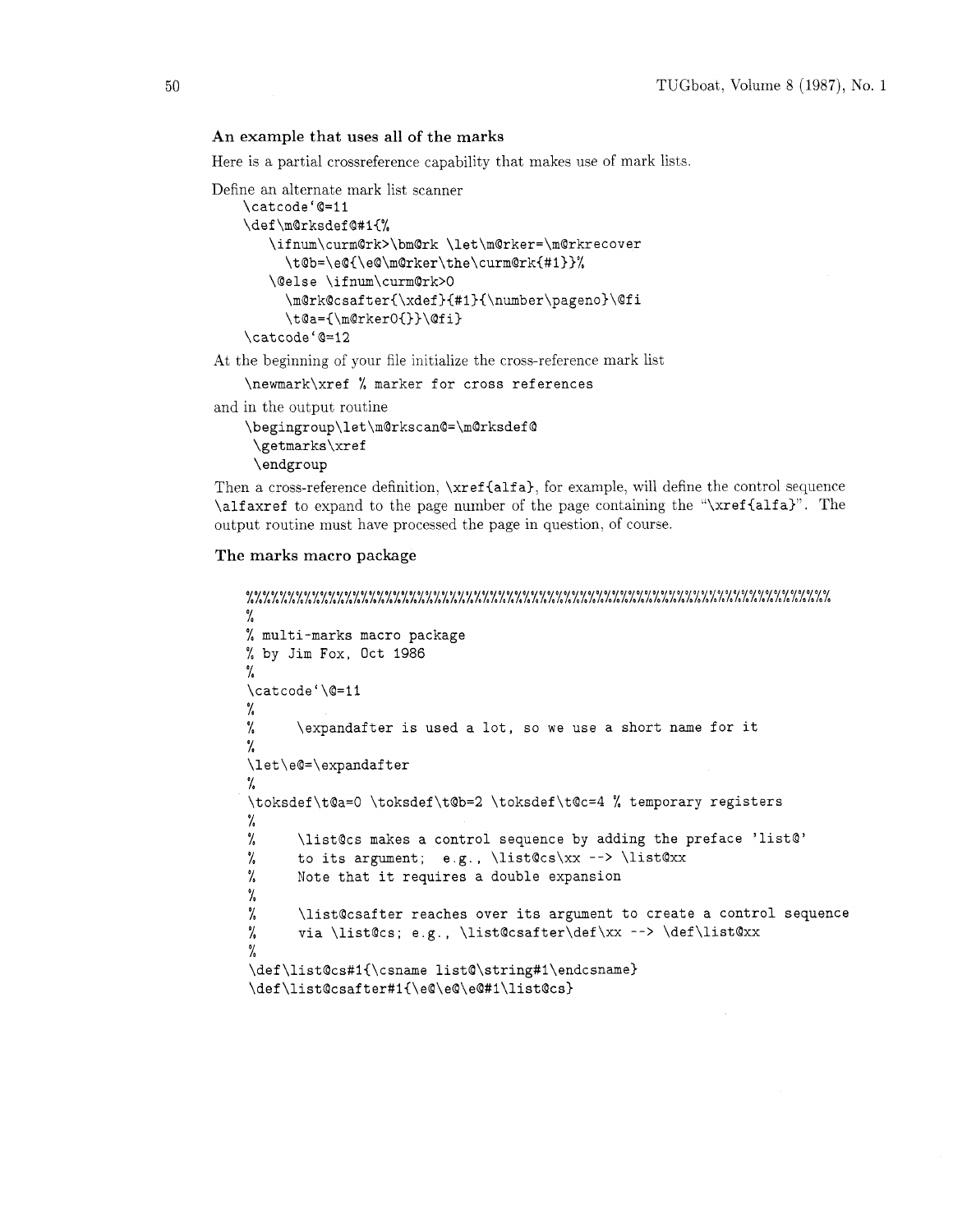### An example that uses all of the marks

Here is a partial crossreference capability that makes use of mark lists.

Define an alternate mark list scanner

```
\catcode`@=11
\def\m@rksdef@#1{%
   \ifnum\curm@rk>\bm@rk \let\m@rker=\m@rkrecover
     \t@b=\e@{\e@\m@rker\the\curm@rk{#1}}%
   \@else \ifnum\curm@rk>0
     \m@rk@csafter{\xdef}{#1}{\number\pageno}\@fi
     \t@a={\m@rker0{}}\@fi}
\catcode`@=12
```

At the beginning of your file initialize the cross-reference mark list

```
\newmark\xref % marker for cross references
```

and in the output routine

```
\begingroup\let\m@rkscan@=\m@rksdef@
 \getmarks\xref
 \endgroup
```

Then a cross-reference definition, `\xref{alfa}`, for example, will define the control sequence `\alfaxref` to expand to the page number of the page containing the "`\xref{alfa}`". The output routine must have processed the page in question, of course.

### The marks macro package

```
%%%%%%%%%%%%%%%%%%%%%%%%%%%%%%%%%%%%%%%%%%%%%%%%%%%%%%%%%%%%%%%%%%%%%%%%%%
%
% multi-marks macro package
% by Jim Fox, Oct 1986
%
\catcode`\@=11
%
%    \expandafter is used a lot, so we use a short name for it
%
\let\e@=\expandafter
%
\toksdef\t@a=0 \toksdef\t@b=2 \toksdef\t@c=4 % temporary registers
%
%    \list@cs makes a control sequence by adding the preface 'list@'
%    to its argument;  e.g., \list@cs\xx --> \list@xx
%    Note that it requires a double expansion
%
%    \list@csafter reaches over its argument to create a control sequence
%    via \list@cs; e.g., \list@csafter\def\xx --> \def\list@xx
%
\def\list@cs#1{\csname list@\string#1\endcsname}
\def\list@csafter#1{\e@\e@\e@#1\list@cs}
```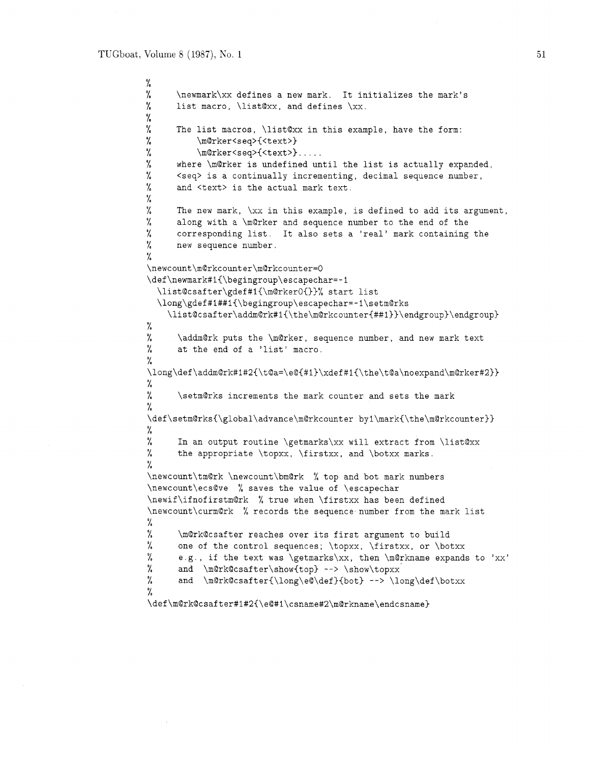```
%
%     \newmark\xx defines a new mark.  It initializes the mark's
%     list macro, \list@xx, and defines \xx.
%
%     The list macros, \list@xx in this example, have the form:
%         \m@rker<seq>{<text>}
%         \m@rker<seq>{<text>}.....
%     where \m@rker is undefined until the list is actually expanded,
%     <seq> is a continually incrementing, decimal sequence number,
%     and <text> is the actual mark text.
%
%     The new mark, \xx in this example, is defined to add its argument,
%     along with a \m@rker and sequence number to the end of the
%     corresponding list.  It also sets a 'real' mark containing the
%     new sequence number.
%
\newcount\m@rkcounter\m@rkcounter=0
\def\newmark#1{\begingroup\escapechar=-1
  \list@csafter\gdef#1{\m@rker0{}}% start list
  \long\gdef#1##1{\begingroup\escapechar=-1\setm@rks
    \list@csafter\addm@rk#1{\the\m@rkcounter{##1}}\endgroup}\endgroup}
%
%     \addm@rk puts the \m@rker, sequence number, and new mark text
%     at the end of a 'list' macro.
%
\long\def\addm@rk#1#2{\t@a=\e@{#1}\xdef#1{\the\t@a\noexpand\m@rker#2}}
%
%     \setm@rks increments the mark counter and sets the mark
%
\def\setm@rks{\global\advance\m@rkcounter by1\mark{\the\m@rkcounter}}
%
%     In an output routine \getmarks\xx will extract from \list@xx
%     the appropriate \topxx, \firstxx, and \botxx marks.
%
\newcount\tm@rk \newcount\bm@rk  % top and bot mark numbers
\newcount\ecs@ve  % saves the value of \escapechar
\newif\ifnofirstm@rk  % true when \firstxx has been defined
\newcount\curm@rk  % records the sequence number from the mark list
%
%     \m@rk@csafter reaches over its first argument to build
%     one of the control sequences; \topxx, \firstxx, or \botxx
%     e.g., if the text was \getmarks\xx, then \m@rkname expands to 'xx'
%     and  \m@rk@csafter\show{top} --> \show\topxx
%     and  \m@rk@csafter{\long\e@\def}{bot} --> \long\def\botxx
%
\def\m@rk@csafter#1#2{\e@#1\csname#2\m@rkname\endcsname}
```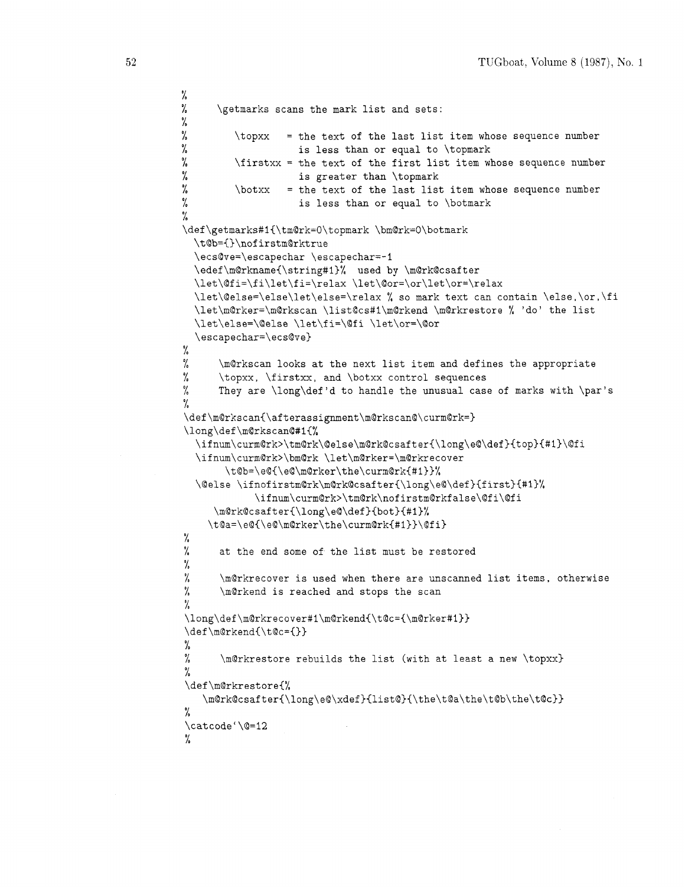```
%
%     \getmarks scans the mark list and sets:
%
%        \topxx   = the text of the last list item whose sequence number
%                   is less than or equal to \topmark
%        \firstxx = the text of the first list item whose sequence number
%                   is greater than \topmark
%        \botxx   = the text of the last list item whose sequence number
%                   is less than or equal to \botmark
%
\def\getmarks#1{\tm@rk=0\topmark \bm@rk=0\botmark
  \t@b={}\nofirstm@rktrue
  \ecs@ve=\escapechar \escapechar=-1
  \edef\m@rkname{\string#1}% used by \m@rk@csafter
  \let\@fi=\fi\let\fi=\relax \let\@or=\or\let\or=\relax
  \let\@else=\else\let\else=\relax % so mark text can contain \else,\or,\fi
  \let\m@rker=\m@rkscan \list@cs#1\m@rkend \m@rkrestore % 'do' the list
  \let\else=\@else \let\fi=\@fi \let\or=\@or
  \escapechar=\ecs@ve}
%
%     \m@rkscan looks at the next list item and defines the appropriate
%     \topxx, \firstxx, and \botxx control sequences
%     They are \long\def'd to handle the unusual case of marks with \par's
%
\def\m@rkscan{\afterassignment\m@rkscan@\curm@rk=}
\long\def\m@rkscan@#1{%
  \ifnum\curm@rk>\tm@rk\@else\m@rk@csafter{\long\e@\def}{top}{#1}\@fi
  \ifnum\curm@rk>\bm@rk \let\m@rker=\m@rkrecover
       \t@b=\e@{\e@\m@rker\the\curm@rk{#1}}%
  \@else \ifnofirstm@rk\m@rk@csafter{\long\e@\def}{first}{#1}%
           \ifnum\curm@rk>\tm@rk\nofirstm@rkfalse\@fi\@fi
     \m@rk@csafter{\long\e@\def}{bot}{#1}%
    \t@a=\e@{\e@\m@rker\the\curm@rk{#1}}\@fi}
%
%     at the end some of the list must be restored
%
%     \m@rkrecover is used when there are unscanned list items, otherwise
%     \m@rkend is reached and stops the scan
%
\long\def\m@rkrecover#1\m@rkend{\t@c={\m@rker#1}}
\def\m@rkend{\t@c={}}
%
%     \m@rkrestore rebuilds the list (with at least a new \topxx}
%
\def\m@rkrestore{%
   \m@rk@csafter{\long\e@\xdef}{list@}{\the\t@a\the\t@b\the\t@c}}
%
\catcode'\@=12
%
```